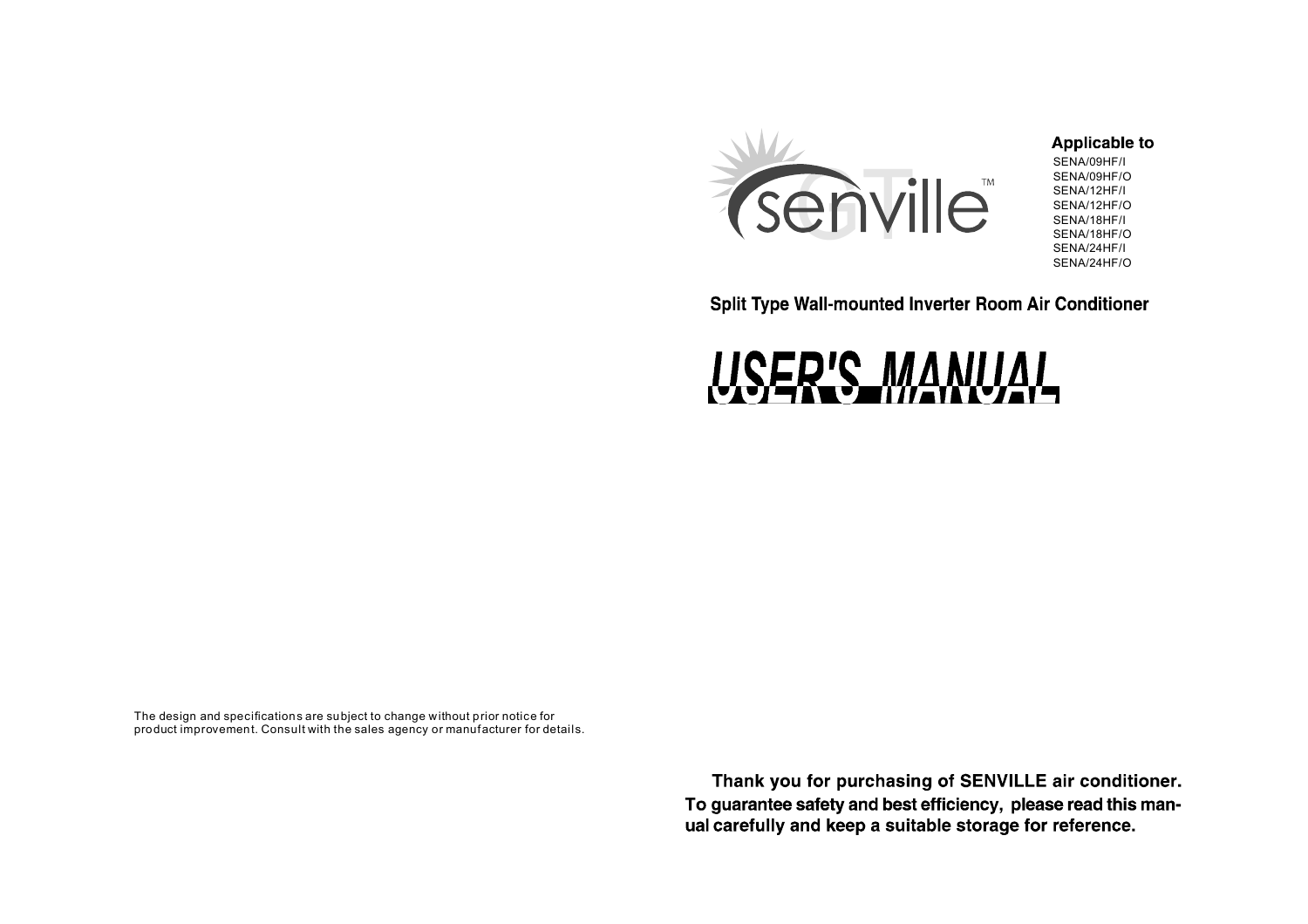The design and specifications are subject to change without prior notice for product improvement. Consult with the sales agency or manufacturer for details.

senville GT™

**Applicable to**

SENA/09HF/I
SENA/09HF/O
SENA/12HF/I
SENA/12HF/O
SENA/18HF/I
SENA/18HF/O
SENA/24HF/I
SENA/24HF/O

**Split Type Wall-mounted Inverter Room Air Conditioner**

# USER'S MANUAL

**Thank you for purchasing of SENVILLE air conditioner. To guarantee safety and best efficiency, please read this manual carefully and keep a suitable storage for reference.**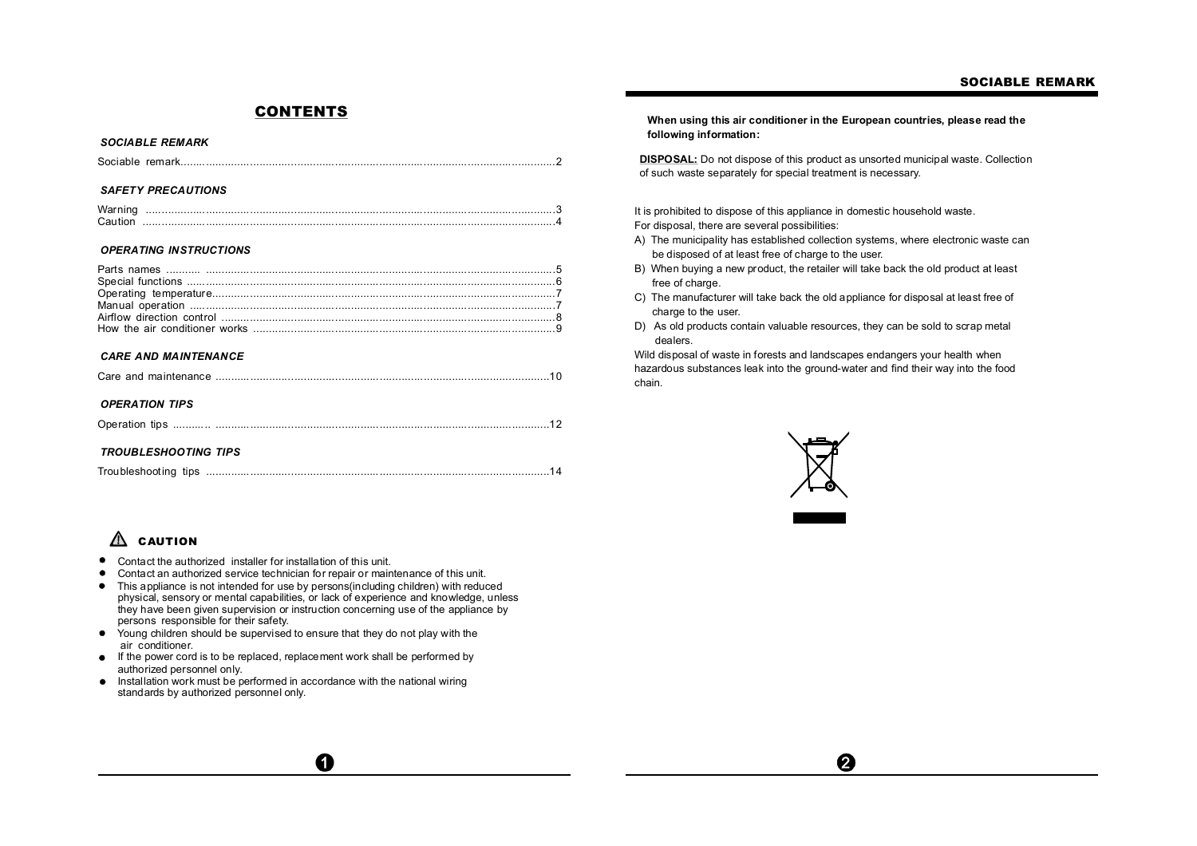# CONTENTS

***SOCIABLE REMARK***

Sociable remark........................................................................................................2

***SAFETY PRECAUTIONS***

Warning ........................................................................................................3
Caution ........................................................................................................4

***OPERATING INSTRUCTIONS***

Parts names ........................................................................................................5
Special functions ........................................................................................................6
Operating temperature........................................................................................................7
Manual operation ........................................................................................................7
Airflow direction control ........................................................................................................8
How the air conditioner works ........................................................................................................9

***CARE AND MAINTENANCE***

Care and maintenance ........................................................................................................10

***OPERATION TIPS***

Operation tips ........................................................................................................12

***TROUBLESHOOTING TIPS***

Troubleshooting tips ........................................................................................................14

## ⚠ CAUTION

- Contact the authorized installer for installation of this unit.
- Contact an authorized service technician for repair or maintenance of this unit.
- This appliance is not intended for use by persons(including children) with reduced physical, sensory or mental capabilities, or lack of experience and knowledge, unless they have been given supervision or instruction concerning use of the appliance by persons responsible for their safety.
- Young children should be supervised to ensure that they do not play with the air conditioner.
- If the power cord is to be replaced, replacement work shall be performed by authorized personnel only.
- Installation work must be performed in accordance with the national wiring standards by authorized personnel only.

## SOCIABLE REMARK

**When using this air conditioner in the European countries, please read the following information:**

**DISPOSAL:** Do not dispose of this product as unsorted municipal waste. Collection of such waste separately for special treatment is necessary.

It is prohibited to dispose of this appliance in domestic household waste.
For disposal, there are several possibilities:

A) The municipality has established collection systems, where electronic waste can be disposed of at least free of charge to the user.
B) When buying a new product, the retailer will take back the old product at least free of charge.
C) The manufacturer will take back the old appliance for disposal at least free of charge to the user.
D) As old products contain valuable resources, they can be sold to scrap metal dealers.

Wild disposal of waste in forests and landscapes endangers your health when hazardous substances leak into the ground-water and find their way into the food chain.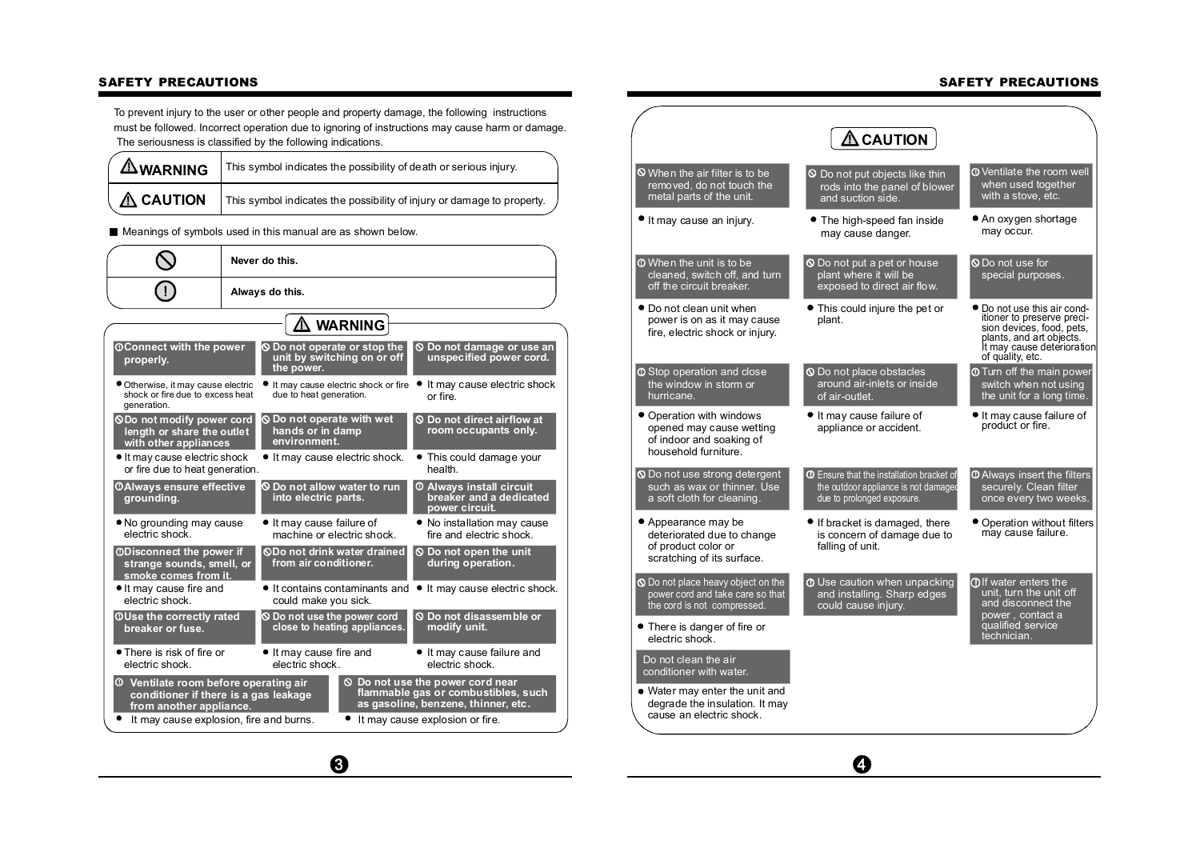## SAFETY PRECAUTIONS

To prevent injury to the user or other people and property damage, the following instructions must be followed. Incorrect operation due to ignoring of instructions may cause harm or damage. The seriousness is classified by the following indications.

| | |
|---|---|
| ⚠ **WARNING** | This symbol indicates the possibility of death or serious injury. |
| ⚠ **CAUTION** | This symbol indicates the possibility of injury or damage to property. |

■ Meanings of symbols used in this manual are as shown below.

| | |
|---|---|
| ⊘ | **Never do this.** |
| ! | **Always do this.** |

### ⚠ WARNING

**Connect with the power properly.**
- Otherwise, it may cause electric shock or fire due to excess heat generation.

**Do not operate or stop the unit by switching on or off the power.**
- It may cause electric shock or fire due to heat generation.

**Do not damage or use an unspecified power cord.**
- It may cause electric shock or fire.

**Do not modify power cord length or share the outlet with other appliances.**
- It may cause electric shock or fire due to heat generation.

**Do not operate with wet hands or in damp environment.**
- It may cause electric shock.

**Do not direct airflow at room occupants only.**
- This could damage your health.

**Always ensure effective grounding.**
- No grounding may cause electric shock.

**Do not allow water to run into electric parts.**
- It may cause failure of machine or electric shock.

**Always install circuit breaker and a dedicated power circuit.**
- No installation may cause fire and electric shock.

**Disconnect the power if strange sounds, smell, or smoke comes from it.**
- It may cause fire and electric shock.

**Do not drink water drained from air conditioner.**
- It contains contaminants and could make you sick.

**Do not open the unit during operation.**
- It may cause electric shock.

**Use the correctly rated breaker or fuse.**
- There is risk of fire or electric shock.

**Do not use the power cord close to heating appliances.**
- It may cause fire and electric shock.

**Do not disassemble or modify unit.**
- It may cause failure and electric shock.

**Ventilate room before operating air conditioner if there is a gas leakage from another appliance.**
- It may cause explosion, fire and burns.

**Do not use the power cord near flammable gas or combustibles, such as gasoline, benzene, thinner, etc.**
- It may cause explosion or fire.

## SAFETY PRECAUTIONS

### ⚠ CAUTION

**When the air filter is to be removed, do not touch the metal parts of the unit.**
- It may cause an injury.

**Do not put objects like thin rods into the panel of blower and suction side.**
- The high-speed fan inside may cause danger.

**Ventilate the room well when used together with a stove, etc.**
- An oxygen shortage may occur.

**When the unit is to be cleaned, switch off, and turn off the circuit breaker.**
- Do not clean unit when power is on as it may cause fire, electric shock or injury.

**Do not put a pet or house plant where it will be exposed to direct air flow.**
- This could injure the pet or plant.

**Do not use for special purposes.**
- Do not use this air conditioner to preserve precision devices, food, pets, plants, and art objects. It may cause deterioration of quality, etc.

**Stop operation and close the window in storm or hurricane.**
- Operation with windows opened may cause wetting of indoor and soaking of household furniture.

**Do not place obstacles around air-inlets or inside of air-outlet.**
- It may cause failure of appliance or accident.

**Turn off the main power switch when not using the unit for a long time.**
- It may cause failure of product or fire.

**Do not use strong detergent such as wax or thinner. Use a soft cloth for cleaning.**
- Appearance may be deteriorated due to change of product color or scratching of its surface.

**Ensure that the installation bracket of the outdoor appliance is not damaged due to prolonged exposure.**
- If bracket is damaged, there is concern of damage due to falling of unit.

**Always insert the filters securely. Clean filter once every two weeks.**
- Operation without filters may cause failure.

**Do not place heavy object on the power cord and take care so that the cord is not compressed.**
- There is danger of fire or electric shock.

**Use caution when unpacking and installing. Sharp edges could cause injury.**

**If water enters the unit, turn the unit off and disconnect the power, contact a qualified service technician.**

**Do not clean the air conditioner with water.**
- Water may enter the unit and degrade the insulation. It may cause an electric shock.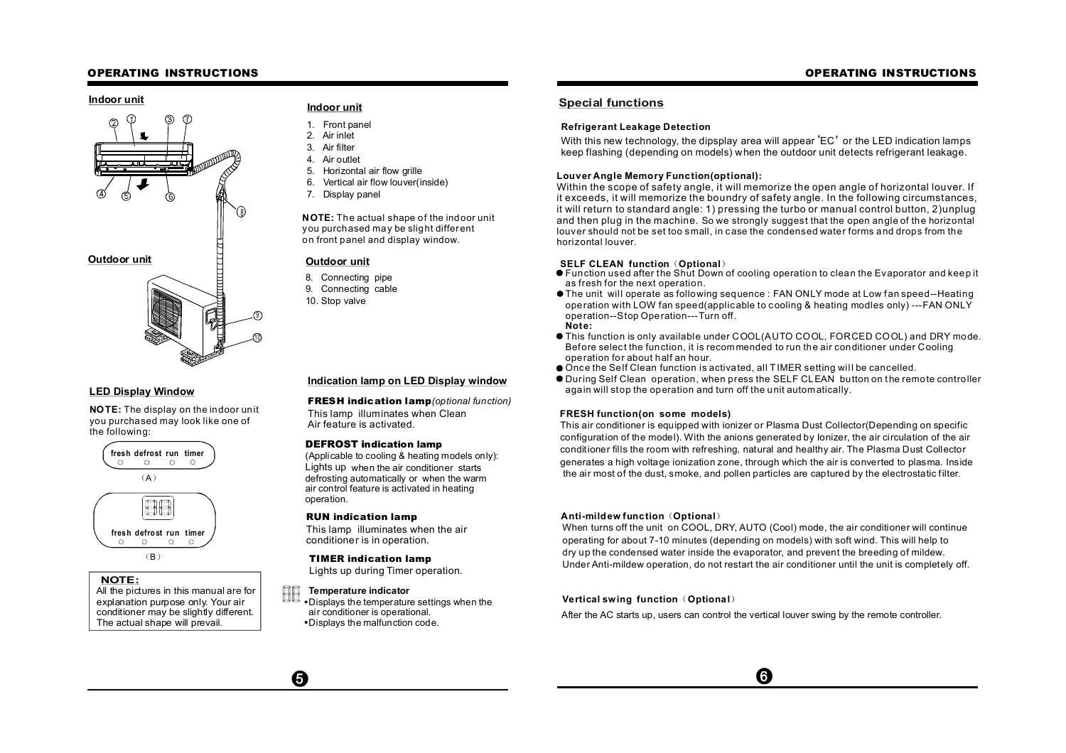## Indoor unit

## Outdoor unit

### Indoor unit

1. Front panel
2. Air inlet
3. Air filter
4. Air outlet
5. Horizontal air flow grille
6. Vertical air flow louver(inside)
7. Display panel

**NOTE:** The actual shape of the indoor unit you purchased may be slight different on front panel and display window.

### Outdoor unit

8. Connecting pipe
9. Connecting cable
10. Stop valve

## LED Display Window

**NOTE:** The display on the indoor unit you purchased may look like one of the following:

fresh defrost run timer

(A)

fresh defrost run timer

(B)

**NOTE:**
All the pictures in this manual are for explanation purpose only. Your air conditioner may be slightly different. The actual shape will prevail.

### Indication lamp on LED Display window

**FRESH indication lamp***(optional function)*
This lamp illuminates when Clean Air feature is activated.

**DEFROST indication lamp**
(Applicable to cooling & heating models only):
Lights up when the air conditioner starts defrosting automatically or when the warm air control feature is activated in heating operation.

**RUN indication lamp**
This lamp illuminates when the air conditioner is in operation.

**TIMER indication lamp**
Lights up during Timer operation.

**Temperature indicator**
- Displays the temperature settings when the air conditioner is operational.
- Displays the malfunction code.

## Special functions

**Refrigerant Leakage Detection**

With this new technology, the dipsplay area will appear 'EC' or the LED indication lamps keep flashing (depending on models) when the outdoor unit detects refrigerant leakage.

**Louver Angle Memory Function(optional):**

Within the scope of safety angle, it will memorize the open angle of horizontal louver. If it exceeds, it will memorize the boundry of safety angle. In the following circumstances, it will return to standard angle: 1) pressing the turbo or manual control button, 2)unplug and then plug in the machine. So we strongly suggest that the open angle of the horizontal louver should not be set too small, in case the condensed water forms and drops from the horizontal louver.

**SELF CLEAN function（Optional）**

- Function used after the Shut Down of cooling operation to clean the Evaporator and keep it as fresh for the next operation.
- The unit will operate as following sequence : FAN ONLY mode at Low fan speed--Heating operation with LOW fan speed(applicable to cooling & heating modles only) ---FAN ONLY operation--Stop Operation---Turn off.

**Note:**

- This function is only available under COOL(AUTO COOL, FORCED COOL) and DRY mode. Before select the function, it is recommended to run the air conditioner under Cooling operation for about half an hour.
- Once the Self Clean function is activated, all TIMER setting will be cancelled.
- During Self Clean operation, when press the SELF CLEAN button on the remote controller again will stop the operation and turn off the unit automatically.

**FRESH function(on some models)**

This air conditioner is equipped with ionizer or Plasma Dust Collector(Depending on specific configuration of the model). With the anions generated by Ionizer, the air circulation of the air conditioner fills the room with refreshing, natural and healthy air. The Plasma Dust Collector generates a high voltage ionization zone, through which the air is converted to plasma. Inside the air most of the dust, smoke, and pollen particles are captured by the electrostatic filter.

**Anti-mildew function（Optional）**

When turns off the unit on COOL, DRY, AUTO (Cool) mode, the air conditioner will continue operating for about 7-10 minutes (depending on models) with soft wind. This will help to dry up the condensed water inside the evaporator, and prevent the breeding of mildew. Under Anti-mildew operation, do not restart the air conditioner until the unit is completely off.

**Vertical swing function（Optional）**

After the AC starts up, users can control the vertical louver swing by the remote controller.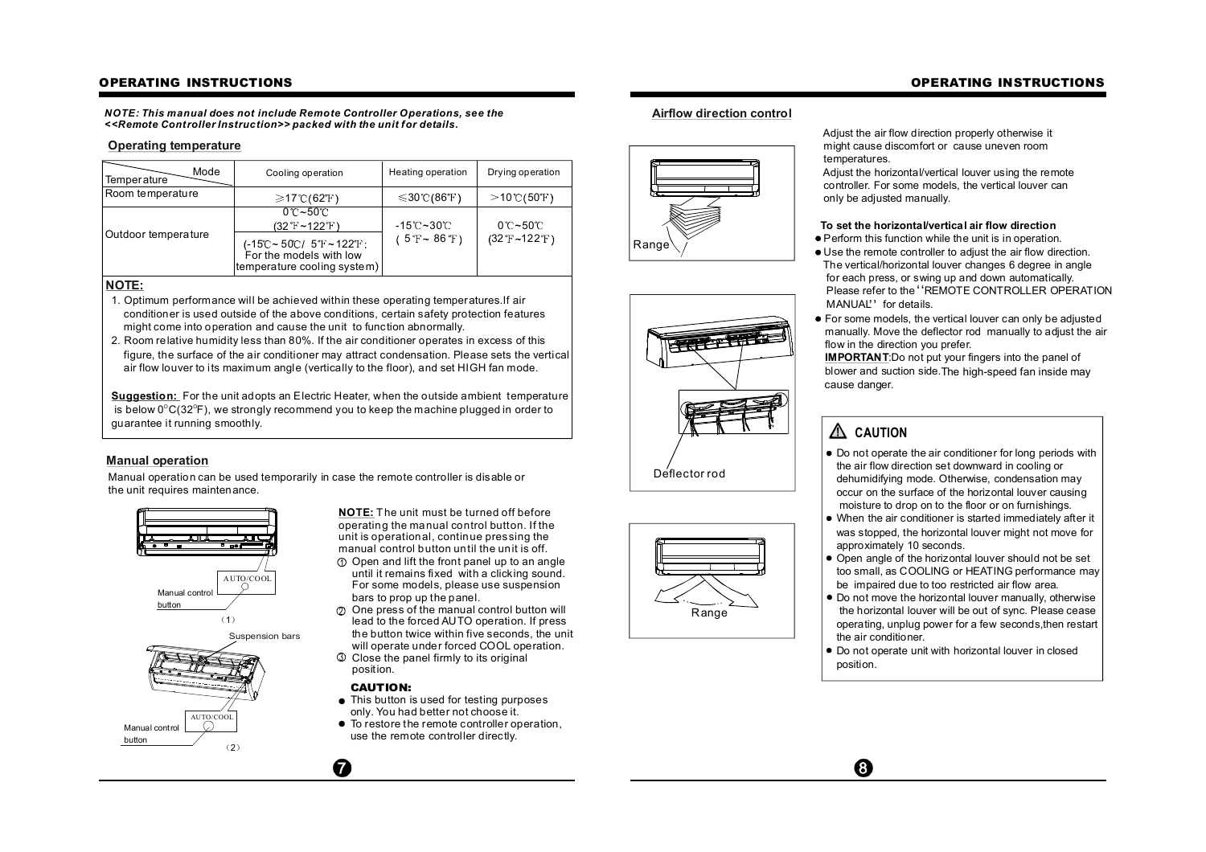## OPERATING INSTRUCTIONS

***NOTE: This manual does not include Remote Controller Operations, see the <<Remote Controller Instruction>> packed with the unit for details.***

### Operating temperature

| Temperature \ Mode | Cooling operation | Heating operation | Drying operation |
|---|---|---|---|
| Room temperature | ≥17℃(62℉) | ≤30℃(86℉) | >10℃(50℉) |
| Outdoor temperature | 0℃~50℃ (32℉~122℉) (-15℃~ 50℃/ 5℉~122℉: For the models with low temperature cooling system) | -15℃~30℃ ( 5℉~ 86℉) | 0℃~50℃ (32℉~122℉) |

**NOTE:**

1. Optimum performance will be achieved within these operating temperatures.If air conditioner is used outside of the above conditions, certain safety protection features might come into operation and cause the unit to function abnormally.
2. Room relative humidity less than 80%. If the air conditioner operates in excess of this figure, the surface of the air conditioner may attract condensation. Please sets the vertical air flow louver to its maximum angle (vertically to the floor), and set HIGH fan mode.

**Suggestion:** For the unit adopts an Electric Heater, when the outside ambient temperature is below 0°C(32°F), we strongly recommend you to keep the machine plugged in order to guarantee it running smoothly.

### Manual operation

Manual operation can be used temporarily in case the remote controller is disable or the unit requires maintenance.

AUTO/COOL

Manual control button

(1)

Suspension bars

AUTO/COOL

Manual control button

(2)

**NOTE:** The unit must be turned off before operating the manual control button. If the unit is operational, continue pressing the manual control button until the unit is off.

1. Open and lift the front panel up to an angle until it remains fixed with a clicking sound. For some models, please use suspension bars to prop up the panel.
2. One press of the manual control button will lead to the forced AUTO operation. If press the button twice within five seconds, the unit will operate under forced COOL operation.
3. Close the panel firmly to its original position.

**CAUTION:**

- This button is used for testing purposes only. You had better not choose it.
- To restore the remote controller operation, use the remote controller directly.

### Airflow direction control

Range

Deflector rod

Range

Adjust the air flow direction properly otherwise it might cause discomfort or cause uneven room temperatures.

Adjust the horizontal/vertical louver using the remote controller. For some models, the vertical louver can only be adjusted manually.

**To set the horizontal/vertical air flow direction**

- Perform this function while the unit is in operation.
- Use the remote controller to adjust the air flow direction. The vertical/horizontal louver changes 6 degree in angle for each press, or swing up and down automatically. Please refer to the "REMOTE CONTROLLER OPERATION MANUAL" for details.
- For some models, the vertical louver can only be adjusted manually. Move the deflector rod manually to adjust the air flow in the direction you prefer.
  **IMPORTANT**:Do not put your fingers into the panel of blower and suction side.The high-speed fan inside may cause danger.

**⚠ CAUTION**

- Do not operate the air conditioner for long periods with the air flow direction set downward in cooling or dehumidifying mode. Otherwise, condensation may occur on the surface of the horizontal louver causing moisture to drop on to the floor or on furnishings.
- When the air conditioner is started immediately after it was stopped, the horizontal louver might not move for approximately 10 seconds.
- Open angle of the horizontal louver should not be set too small, as COOLING or HEATING performance may be impaired due to too restricted air flow area.
- Do not move the horizontal louver manually, otherwise the horizontal louver will be out of sync. Please cease operating, unplug power for a few seconds,then restart the air conditioner.
- Do not operate unit with horizontal louver in closed position.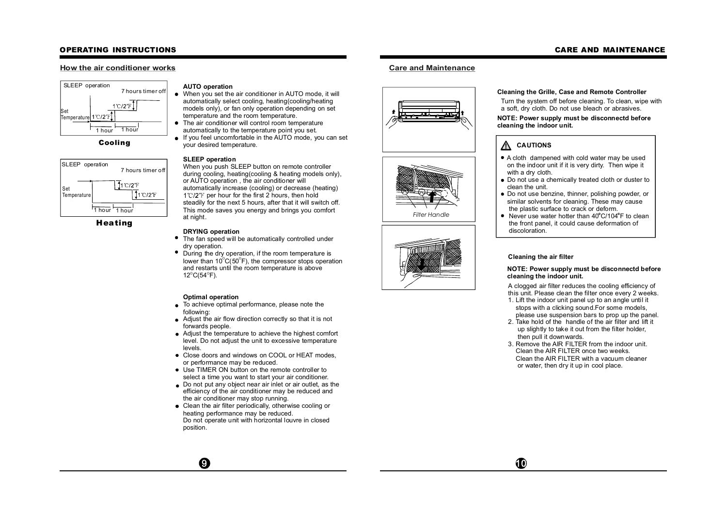# OPERATING INSTRUCTIONS

## How the air conditioner works

SLEEP operation — 7 hours timer off — Set Temperature — 1℃/2℉ — 1℃/2℉ — 1 hour — 1 hour

**Cooling**

SLEEP operation — 7 hours timer off — Set Temperature — 1℃/2℉ — 1℃/2℉ — 1 hour — 1 hour

**Heating**

### AUTO operation

- When you set the air conditioner in AUTO mode, it will automatically select cooling, heating(cooling/heating models only), or fan only operation depending on set temperature and the room temperature.
- The air conditioner will control room temperature automatically to the temperature point you set.
- If you feel uncomfortable in the AUTO mode, you can set your desired temperature.

### SLEEP operation

When you push SLEEP button on remote controller during cooling, heating(cooling & heating models only), or AUTO operation , the air conditioner will automatically increase (cooling) or decrease (heating) 1℃/2℉ per hour for the first 2 hours, then hold steadily for the next 5 hours, after that it will switch off. This mode saves you energy and brings you comfort at night.

### DRYING operation

- The fan speed will be automatically controlled under dry operation.
- During the dry operation, if the room temperature is lower than 10°C(50°F), the compressor stops operation and restarts until the room temperature is above 12°C(54°F).

### Optimal operation

- To achieve optimal performance, please note the following:
- Adjust the air flow direction correctly so that it is not forwards people.
- Adjust the temperature to achieve the highest comfort level. Do not adjust the unit to excessive temperature levels.
- Close doors and windows on COOL or HEAT modes, or performance may be reduced.
- Use TIMER ON button on the remote controller to select a time you want to start your air conditioner.
- Do not put any object near air inlet or air outlet, as the efficiency of the air conditioner may be reduced and the air conditioner may stop running.
- Clean the air filter periodically, otherwise cooling or heating performance may be reduced.
  Do not operate unit with horizontal louvre in closed position.

# CARE AND MAINTENANCE

## Care and Maintenance

Filter Handle

### Cleaning the Grille, Case and Remote Controller

Turn the system off before cleaning. To clean, wipe with a soft, dry cloth. Do not use bleach or abrasives.

**NOTE: Power supply must be disconnectd before cleaning the indoor unit.**

**⚠ CAUTIONS**

- A cloth dampened with cold water may be used on the indoor unit if it is very dirty. Then wipe it with a dry cloth.
- Do not use a chemically treated cloth or duster to clean the unit.
- Do not use benzine, thinner, polishing powder, or similar solvents for cleaning. These may cause the plastic surface to crack or deform.
- Never use water hotter than 40°C/104°F to clean the front panel, it could cause deformation of discoloration.

### Cleaning the air filter

**NOTE: Power supply must be disconnectd before cleaning the indoor unit.**

A clogged air filter reduces the cooling efficiency of this unit. Please clean the filter once every 2 weeks.

1. Lift the indoor unit panel up to an angle until it stops with a clicking sound.For some models, please use suspension bars to prop up the panel.
2. Take hold of the handle of the air filter and lift it up slightly to take it out from the filter holder, then pull it downwards.
3. Remove the AIR FILTER from the indoor unit. Clean the AIR FILTER once two weeks. Clean the AIR FILTER with a vacuum cleaner or water, then dry it up in cool place.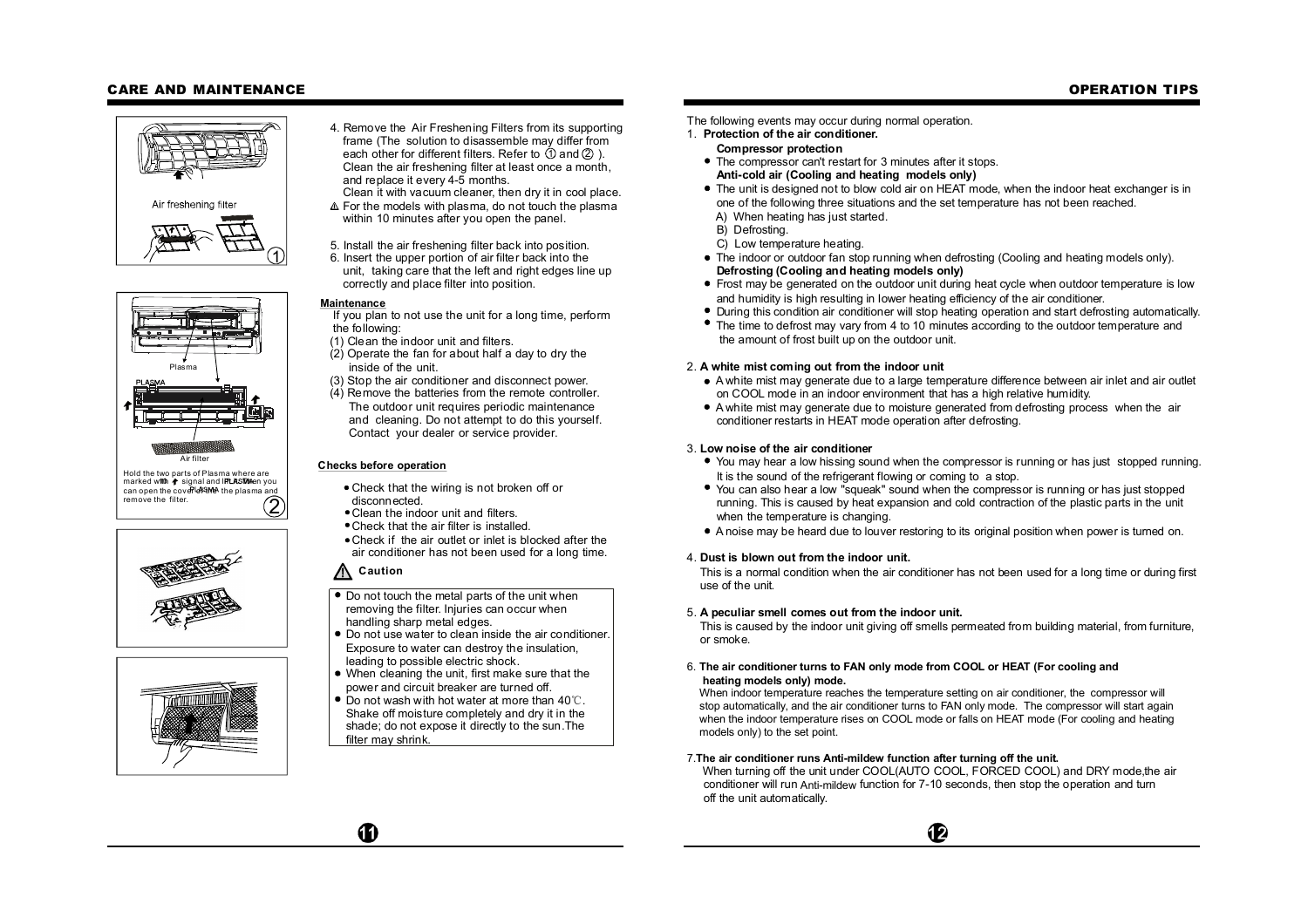## CARE AND MAINTENANCE

Air freshening filter

Plasma

PLASMA

Air filter

Hold the two parts of Plasma where are marked with ↑ signal and PLASMA when you can open the cover of the plasma and remove the filter.

4. Remove the Air Freshening Filters from its supporting frame (The solution to disassemble may differ from each other for different filters. Refer to ① and ② ). Clean the air freshening filter at least once a month, and replace it every 4-5 months.
   Clean it with vacuum cleaner, then dry it in cool place.

⚠ For the models with plasma, do not touch the plasma within 10 minutes after you open the panel.

5. Install the air freshening filter back into position.
6. Insert the upper portion of air filter back into the unit, taking care that the left and right edges line up correctly and place filter into position.

### Maintenance

If you plan to not use the unit for a long time, perform the following:

(1) Clean the indoor unit and filters.
(2) Operate the fan for about half a day to dry the inside of the unit.
(3) Stop the air conditioner and disconnect power.
(4) Remove the batteries from the remote controller.
    The outdoor unit requires periodic maintenance and cleaning. Do not attempt to do this yourself. Contact your dealer or service provider.

### Checks before operation

- Check that the wiring is not broken off or disconnected.
- Clean the indoor unit and filters.
- Check that the air filter is installed.
- Check if the air outlet or inlet is blocked after the air conditioner has not been used for a long time.

### ⚠ Caution

- Do not touch the metal parts of the unit when removing the filter. Injuries can occur when handling sharp metal edges.
- Do not use water to clean inside the air conditioner. Exposure to water can destroy the insulation, leading to possible electric shock.
- When cleaning the unit, first make sure that the power and circuit breaker are turned off.
- Do not wash with hot water at more than 40℃. Shake off moisture completely and dry it in the shade; do not expose it directly to the sun. The filter may shrink.

## OPERATION TIPS

The following events may occur during normal operation.

1. **Protection of the air conditioner.**

   **Compressor protection**
   - The compressor can't restart for 3 minutes after it stops.

   **Anti-cold air (Cooling and heating models only)**
   - The unit is designed not to blow cold air on HEAT mode, when the indoor heat exchanger is in one of the following three situations and the set temperature has not been reached.
     A) When heating has just started.
     B) Defrosting.
     C) Low temperature heating.
   - The indoor or outdoor fan stop running when defrosting (Cooling and heating models only).

   **Defrosting (Cooling and heating models only)**
   - Frost may be generated on the outdoor unit during heat cycle when outdoor temperature is low and humidity is high resulting in lower heating efficiency of the air conditioner.
   - During this condition air conditioner will stop heating operation and start defrosting automatically.
   - The time to defrost may vary from 4 to 10 minutes according to the outdoor temperature and the amount of frost built up on the outdoor unit.

2. **A white mist coming out from the indoor unit**
   - A white mist may generate due to a large temperature difference between air inlet and air outlet on COOL mode in an indoor environment that has a high relative humidity.
   - A white mist may generate due to moisture generated from defrosting process when the air conditioner restarts in HEAT mode operation after defrosting.

3. **Low noise of the air conditioner**
   - You may hear a low hissing sound when the compressor is running or has just stopped running. It is the sound of the refrigerant flowing or coming to a stop.
   - You can also hear a low "squeak" sound when the compressor is running or has just stopped running. This is caused by heat expansion and cold contraction of the plastic parts in the unit when the temperature is changing.
   - A noise may be heard due to louver restoring to its original position when power is turned on.

4. **Dust is blown out from the indoor unit.**
   This is a normal condition when the air conditioner has not been used for a long time or during first use of the unit.

5. **A peculiar smell comes out from the indoor unit.**
   This is caused by the indoor unit giving off smells permeated from building material, from furniture, or smoke.

6. **The air conditioner turns to FAN only mode from COOL or HEAT (For cooling and heating models only) mode.**
   When indoor temperature reaches the temperature setting on air conditioner, the compressor will stop automatically, and the air conditioner turns to FAN only mode. The compressor will start again when the indoor temperature rises on COOL mode or falls on HEAT mode (For cooling and heating models only) to the set point.

7. **The air conditioner runs Anti-mildew function after turning off the unit.**
   When turning off the unit under COOL(AUTO COOL, FORCED COOL) and DRY mode,the air conditioner will run Anti-mildew function for 7-10 seconds, then stop the operation and turn off the unit automatically.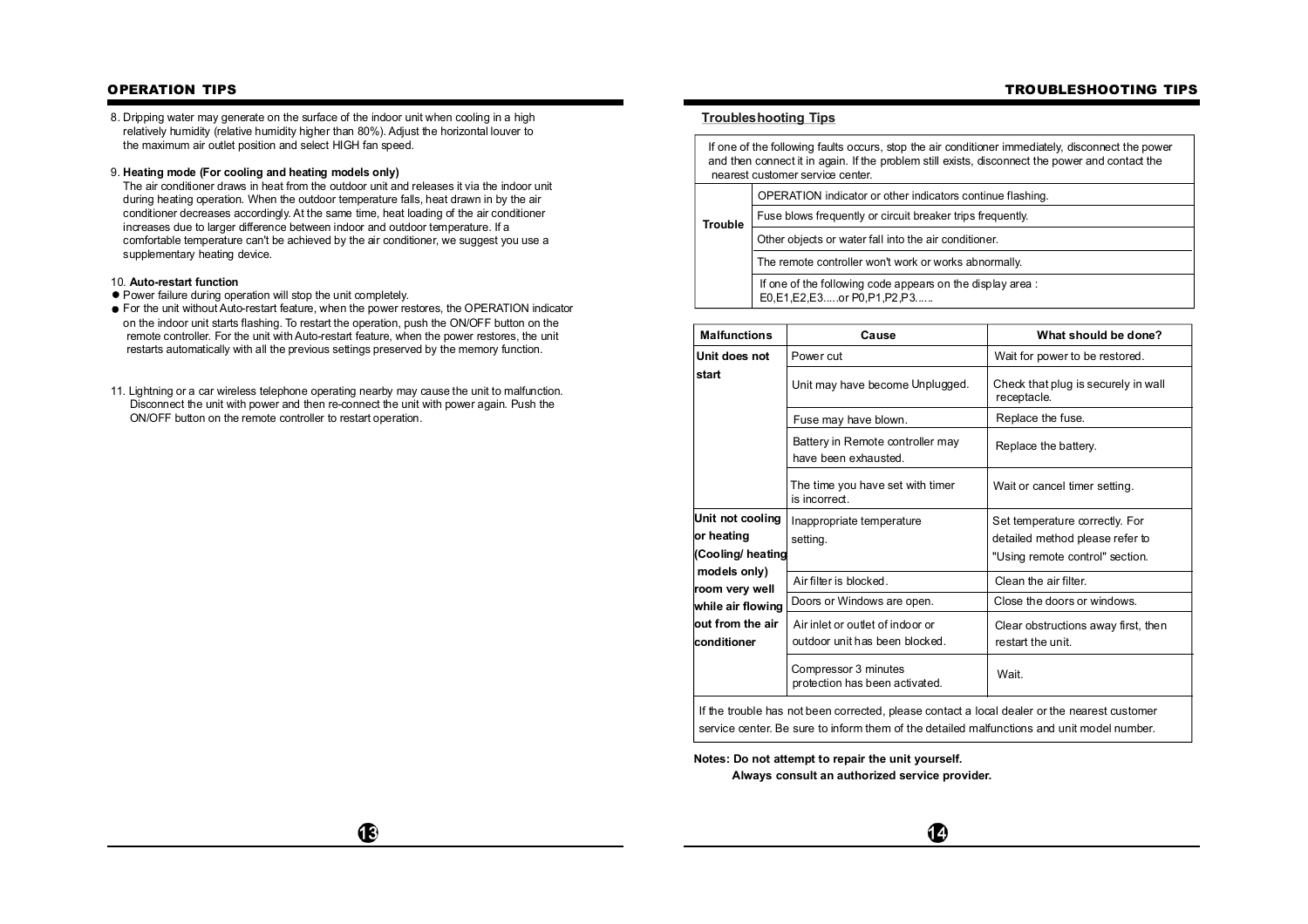## OPERATION TIPS

8. Dripping water may generate on the surface of the indoor unit when cooling in a high relatively humidity (relative humidity higher than 80%). Adjust the horizontal louver to the maximum air outlet position and select HIGH fan speed.

9. **Heating mode (For cooling and heating models only)**
   The air conditioner draws in heat from the outdoor unit and releases it via the indoor unit during heating operation. When the outdoor temperature falls, heat drawn in by the air conditioner decreases accordingly. At the same time, heat loading of the air conditioner increases due to larger difference between indoor and outdoor temperature. If a comfortable temperature can't be achieved by the air conditioner, we suggest you use a supplementary heating device.

10. **Auto-restart function**
- Power failure during operation will stop the unit completely.
- For the unit without Auto-restart feature, when the power restores, the OPERATION indicator on the indoor unit starts flashing. To restart the operation, push the ON/OFF button on the remote controller. For the unit with Auto-restart feature, when the power restores, the unit restarts automatically with all the previous settings preserved by the memory function.

11. Lightning or a car wireless telephone operating nearby may cause the unit to malfunction. Disconnect the unit with power and then re-connect the unit with power again. Push the ON/OFF button on the remote controller to restart operation.

## TROUBLESHOOTING TIPS

### Troubleshooting Tips

If one of the following faults occurs, stop the air conditioner immediately, disconnect the power and then connect it in again. If the problem still exists, disconnect the power and contact the nearest customer service center.

| | |
|---|---|
| Trouble | OPERATION indicator or other indicators continue flashing. |
| | Fuse blows frequently or circuit breaker trips frequently. |
| | Other objects or water fall into the air conditioner. |
| | The remote controller won't work or works abnormally. |
| | If one of the following code appears on the display area : E0,E1,E2,E3.....or P0,P1,P2,P3...... |

| Malfunctions | Cause | What should be done? |
|---|---|---|
| Unit does not start | Power cut | Wait for power to be restored. |
| | Unit may have become Unplugged. | Check that plug is securely in wall receptacle. |
| | Fuse may have blown. | Replace the fuse. |
| | Battery in Remote controller may have been exhausted. | Replace the battery. |
| | The time you have set with timer is incorrect. | Wait or cancel timer setting. |
| Unit not cooling or heating (Cooling/ heating models only) room very well while air flowing out from the air conditioner | Inappropriate temperature setting. | Set temperature correctly. For detailed method please refer to "Using remote control" section. |
| | Air filter is blocked. | Clean the air filter. |
| | Doors or Windows are open. | Close the doors or windows. |
| | Air inlet or outlet of indoor or outdoor unit has been blocked. | Clear obstructions away first, then restart the unit. |
| | Compressor 3 minutes protection has been activated. | Wait. |

If the trouble has not been corrected, please contact a local dealer or the nearest customer service center. Be sure to inform them of the detailed malfunctions and unit model number.

**Notes: Do not attempt to repair the unit yourself.**
**Always consult an authorized service provider.**